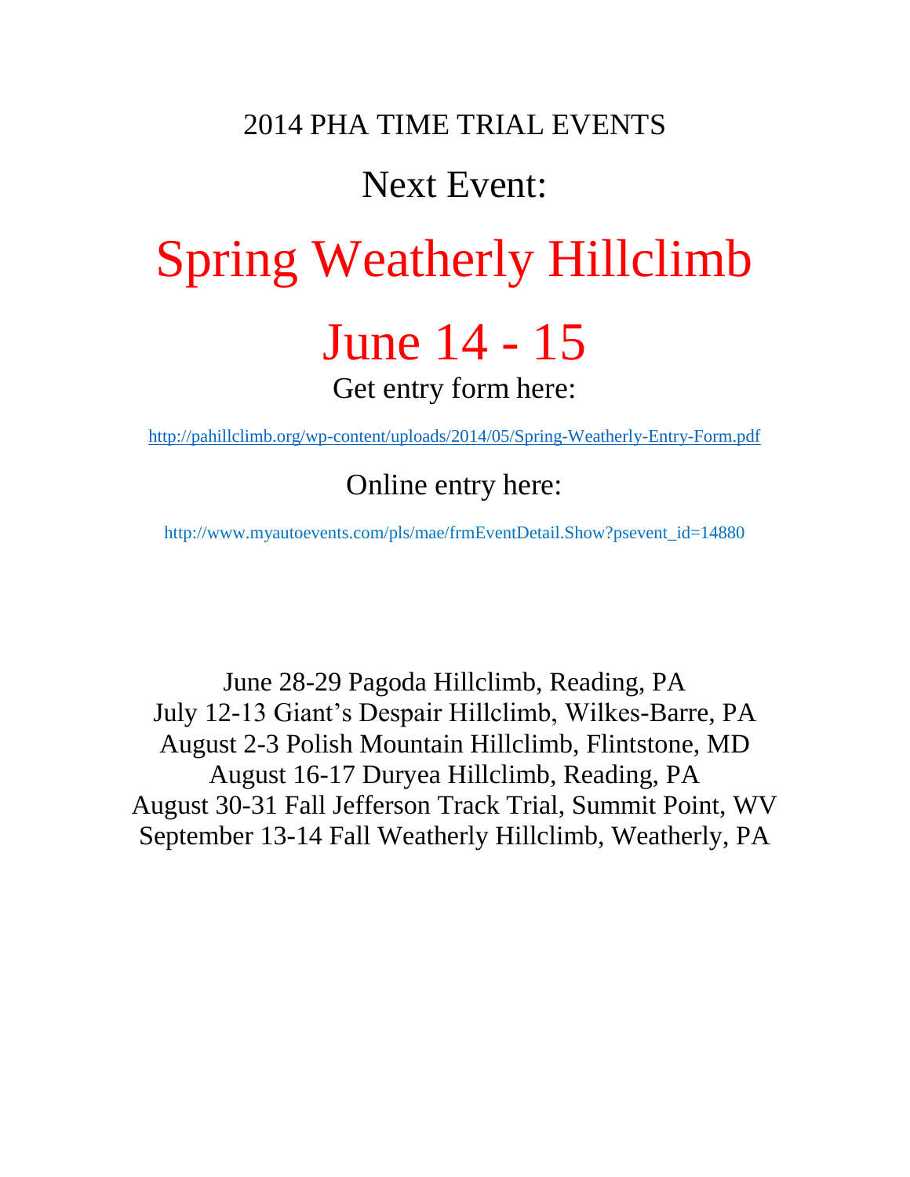# 2014 PHA TIME TRIAL EVENTS

## Next Event:

# Spring Weatherly Hillclimb

# June 14 - 15

Get entry form here:

http://pahillclimb.org/wp-content/uploads/2014/05/Spring-Weatherly-Entry-Form.pdf

Online entry here:

http://www.myautoevents.com/pls/mae/frmEventDetail.Show?psevent_id=14880

June 28-29 Pagoda Hillclimb, Reading, PA
July 12-13 Giant's Despair Hillclimb, Wilkes-Barre, PA
August 2-3 Polish Mountain Hillclimb, Flintstone, MD
August 16-17 Duryea Hillclimb, Reading, PA
August 30-31 Fall Jefferson Track Trial, Summit Point, WV
September 13-14 Fall Weatherly Hillclimb, Weatherly, PA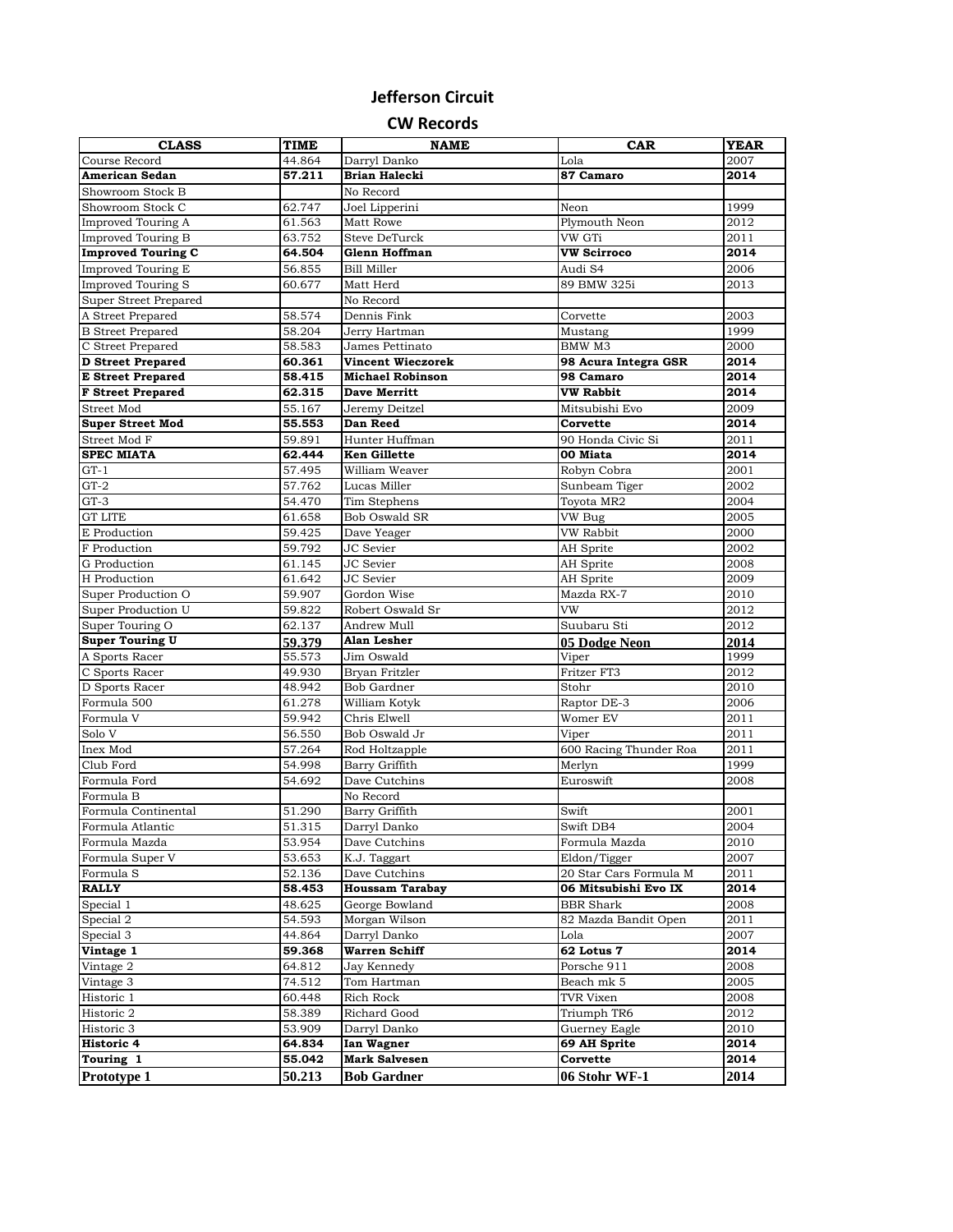# Jefferson Circuit

## CW Records

| CLASS | TIME | NAME | CAR | YEAR |
|---|---|---|---|---|
| Course Record | 44.864 | Darryl Danko | Lola | 2007 |
| **American Sedan** | **57.211** | **Brian Halecki** | **87 Camaro** | **2014** |
| Showroom Stock B | | No Record | | |
| Showroom Stock C | 62.747 | Joel Lipperini | Neon | 1999 |
| Improved Touring A | 61.563 | Matt Rowe | Plymouth Neon | 2012 |
| Improved Touring B | 63.752 | Steve DeTurck | VW GTi | 2011 |
| **Improved Touring C** | **64.504** | **Glenn Hoffman** | **VW Scirroco** | **2014** |
| Improved Touring E | 56.855 | Bill Miller | Audi S4 | 2006 |
| Improved Touring S | 60.677 | Matt Herd | 89 BMW 325i | 2013 |
| Super Street Prepared | | No Record | | |
| A Street Prepared | 58.574 | Dennis Fink | Corvette | 2003 |
| B Street Prepared | 58.204 | Jerry Hartman | Mustang | 1999 |
| C Street Prepared | 58.583 | James Pettinato | BMW M3 | 2000 |
| **D Street Prepared** | **60.361** | **Vincent Wieczorek** | **98 Acura Integra GSR** | **2014** |
| **E Street Prepared** | **58.415** | **Michael Robinson** | **98 Camaro** | **2014** |
| **F Street Prepared** | **62.315** | **Dave Merritt** | **VW Rabbit** | **2014** |
| Street Mod | 55.167 | Jeremy Deitzel | Mitsubishi Evo | 2009 |
| **Super Street Mod** | **55.553** | **Dan Reed** | **Corvette** | **2014** |
| Street Mod F | 59.891 | Hunter Huffman | 90 Honda Civic Si | 2011 |
| **SPEC MIATA** | **62.444** | **Ken Gillette** | **00 Miata** | **2014** |
| GT-1 | 57.495 | William Weaver | Robyn Cobra | 2001 |
| GT-2 | 57.762 | Lucas Miller | Sunbeam Tiger | 2002 |
| GT-3 | 54.470 | Tim Stephens | Toyota MR2 | 2004 |
| GT LITE | 61.658 | Bob Oswald SR | VW Bug | 2005 |
| E Production | 59.425 | Dave Yeager | VW Rabbit | 2000 |
| F Production | 59.792 | JC Sevier | AH Sprite | 2002 |
| G Production | 61.145 | JC Sevier | AH Sprite | 2008 |
| H Production | 61.642 | JC Sevier | AH Sprite | 2009 |
| Super Production O | 59.907 | Gordon Wise | Mazda RX-7 | 2010 |
| Super Production U | 59.822 | Robert Oswald Sr | VW | 2012 |
| Super Touring O | 62.137 | Andrew Mull | Suubaru Sti | 2012 |
| **Super Touring U** | **59.379** | **Alan Lesher** | **05 Dodge Neon** | **2014** |
| A Sports Racer | 55.573 | Jim Oswald | Viper | 1999 |
| C Sports Racer | 49.930 | Bryan Fritzler | Fritzer FT3 | 2012 |
| D Sports Racer | 48.942 | Bob Gardner | Stohr | 2010 |
| Formula 500 | 61.278 | William Kotyk | Raptor DE-3 | 2006 |
| Formula V | 59.942 | Chris Elwell | Womer EV | 2011 |
| Solo V | 56.550 | Bob Oswald Jr | Viper | 2011 |
| Inex Mod | 57.264 | Rod Holtzapple | 600 Racing Thunder Roa | 2011 |
| Club Ford | 54.998 | Barry Griffith | Merlyn | 1999 |
| Formula Ford | 54.692 | Dave Cutchins | Euroswift | 2008 |
| Formula B | | No Record | | |
| Formula Continental | 51.290 | Barry Griffith | Swift | 2001 |
| Formula Atlantic | 51.315 | Darryl Danko | Swift DB4 | 2004 |
| Formula Mazda | 53.954 | Dave Cutchins | Formula Mazda | 2010 |
| Formula Super V | 53.653 | K.J. Taggart | Eldon/Tigger | 2007 |
| Formula S | 52.136 | Dave Cutchins | 20 Star Cars Formula M | 2011 |
| **RALLY** | **58.453** | **Houssam Tarabay** | **06 Mitsubishi Evo IX** | **2014** |
| Special 1 | 48.625 | George Bowland | BBR Shark | 2008 |
| Special 2 | 54.593 | Morgan Wilson | 82 Mazda Bandit Open | 2011 |
| Special 3 | 44.864 | Darryl Danko | Lola | 2007 |
| **Vintage 1** | **59.368** | **Warren Schiff** | **62 Lotus 7** | **2014** |
| Vintage 2 | 64.812 | Jay Kennedy | Porsche 911 | 2008 |
| Vintage 3 | 74.512 | Tom Hartman | Beach mk 5 | 2005 |
| Historic 1 | 60.448 | Rich Rock | TVR Vixen | 2008 |
| Historic 2 | 58.389 | Richard Good | Triumph TR6 | 2012 |
| Historic 3 | 53.909 | Darryl Danko | Guerney Eagle | 2010 |
| **Historic 4** | **64.834** | **Ian Wagner** | **69 AH Sprite** | **2014** |
| **Touring 1** | **55.042** | **Mark Salvesen** | **Corvette** | **2014** |
| **Prototype 1** | **50.213** | **Bob Gardner** | **06 Stohr WF-1** | **2014** |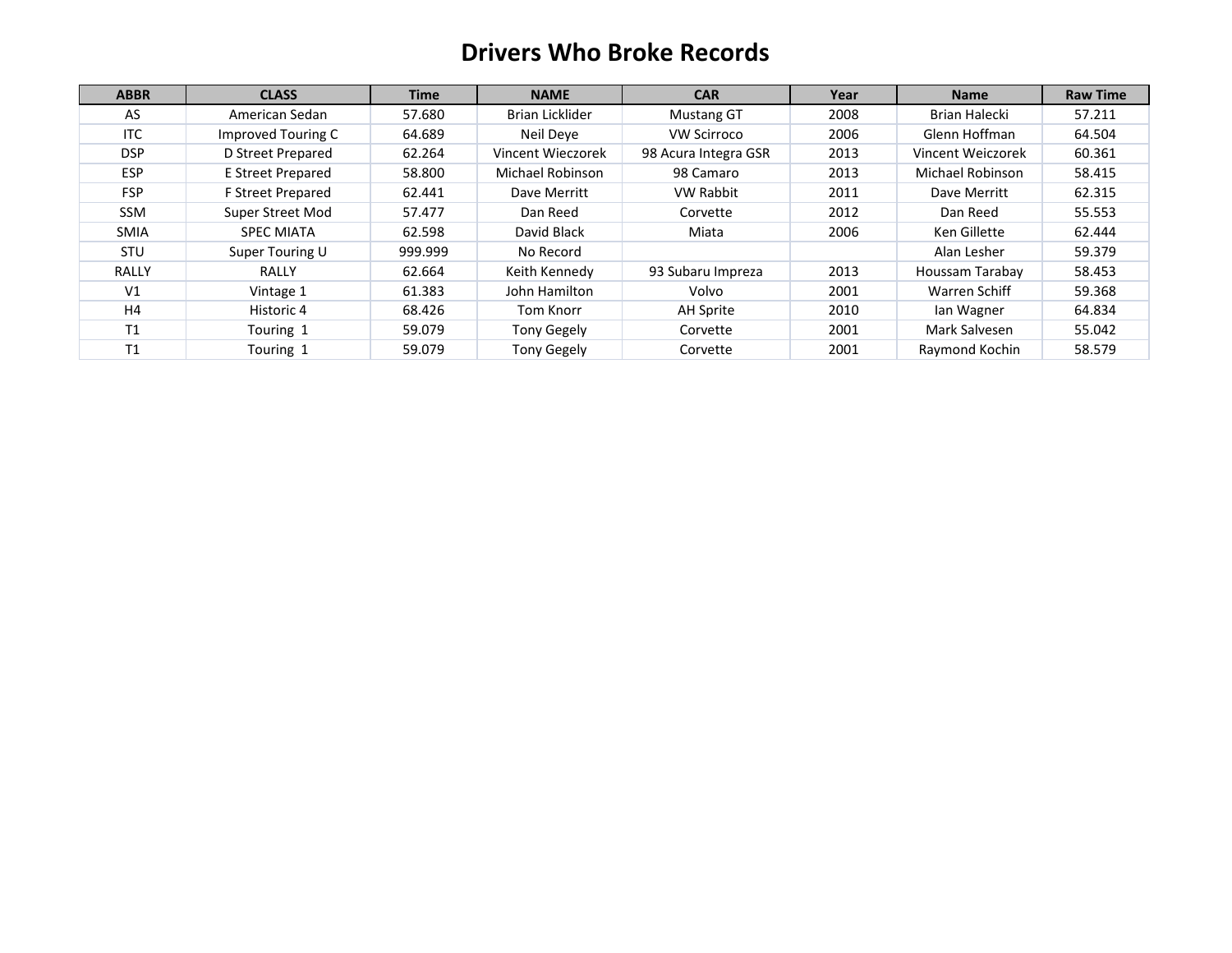# Drivers Who Broke Records

| ABBR | CLASS | Time | NAME | CAR | Year | Name | Raw Time |
|---|---|---|---|---|---|---|---|
| AS | American Sedan | 57.680 | Brian Licklider | Mustang GT | 2008 | Brian Halecki | 57.211 |
| ITC | Improved Touring C | 64.689 | Neil Deye | VW Scirroco | 2006 | Glenn Hoffman | 64.504 |
| DSP | D Street Prepared | 62.264 | Vincent Wieczorek | 98 Acura Integra GSR | 2013 | Vincent Weiczorek | 60.361 |
| ESP | E Street Prepared | 58.800 | Michael Robinson | 98 Camaro | 2013 | Michael Robinson | 58.415 |
| FSP | F Street Prepared | 62.441 | Dave Merritt | VW Rabbit | 2011 | Dave Merritt | 62.315 |
| SSM | Super Street Mod | 57.477 | Dan Reed | Corvette | 2012 | Dan Reed | 55.553 |
| SMIA | SPEC MIATA | 62.598 | David Black | Miata | 2006 | Ken Gillette | 62.444 |
| STU | Super Touring U | 999.999 | No Record | | | Alan Lesher | 59.379 |
| RALLY | RALLY | 62.664 | Keith Kennedy | 93 Subaru Impreza | 2013 | Houssam Tarabay | 58.453 |
| V1 | Vintage 1 | 61.383 | John Hamilton | Volvo | 2001 | Warren Schiff | 59.368 |
| H4 | Historic 4 | 68.426 | Tom Knorr | AH Sprite | 2010 | Ian Wagner | 64.834 |
| T1 | Touring 1 | 59.079 | Tony Gegely | Corvette | 2001 | Mark Salvesen | 55.042 |
| T1 | Touring 1 | 59.079 | Tony Gegely | Corvette | 2001 | Raymond Kochin | 58.579 |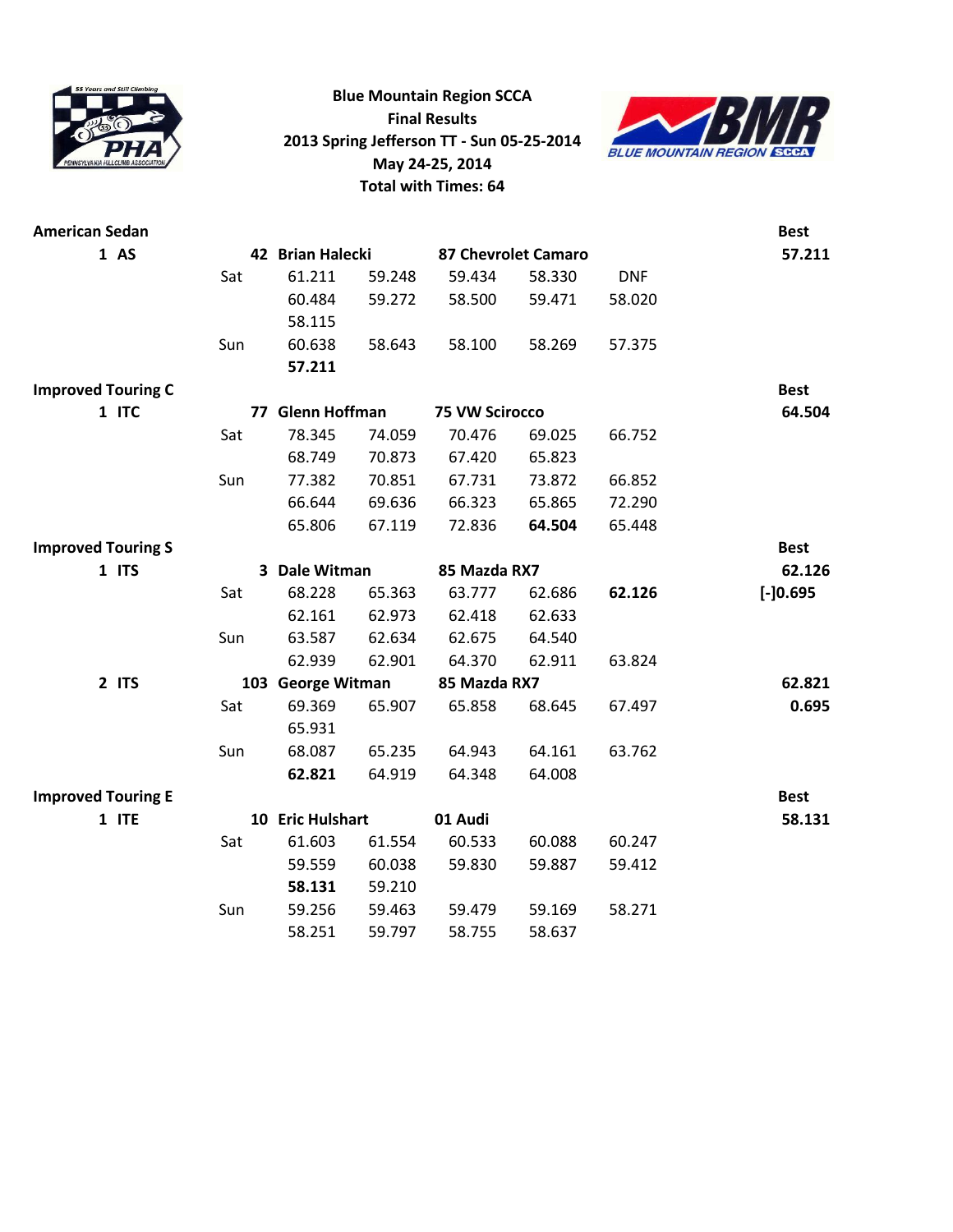**Blue Mountain Region SCCA**
**Final Results**
**2013 Spring Jefferson TT - Sun 05-25-2014**
**May 24-25, 2014**
**Total with Times: 64**

| | | | | | | | | Best |
|---|---|---|---|---|---|---|---|---|
| **American Sedan** | | | | | | | | **Best** |
| **1 AS** | | **42 Brian Halecki** | | **87 Chevrolet Camaro** | | | | **57.211** |
| | Sat | 61.211 | 59.248 | 59.434 | 58.330 | DNF | | |
| | | 60.484 | 59.272 | 58.500 | 59.471 | 58.020 | | |
| | | 58.115 | | | | | | |
| | Sun | 60.638 | 58.643 | 58.100 | 58.269 | 57.375 | | |
| | | **57.211** | | | | | | |
| **Improved Touring C** | | | | | | | | **Best** |
| **1 ITC** | | **77 Glenn Hoffman** | | **75 VW Scirocco** | | | | **64.504** |
| | Sat | 78.345 | 74.059 | 70.476 | 69.025 | 66.752 | | |
| | | 68.749 | 70.873 | 67.420 | 65.823 | | | |
| | Sun | 77.382 | 70.851 | 67.731 | 73.872 | 66.852 | | |
| | | 66.644 | 69.636 | 66.323 | 65.865 | 72.290 | | |
| | | 65.806 | 67.119 | 72.836 | **64.504** | 65.448 | | |
| **Improved Touring S** | | | | | | | | **Best** |
| **1 ITS** | | **3 Dale Witman** | | **85 Mazda RX7** | | | | **62.126** |
| | Sat | 68.228 | 65.363 | 63.777 | 62.686 | **62.126** | | **[-]0.695** |
| | | 62.161 | 62.973 | 62.418 | 62.633 | | | |
| | Sun | 63.587 | 62.634 | 62.675 | 64.540 | | | |
| | | 62.939 | 62.901 | 64.370 | 62.911 | 63.824 | | |
| **2 ITS** | | **103 George Witman** | | **85 Mazda RX7** | | | | **62.821** |
| | Sat | 69.369 | 65.907 | 65.858 | 68.645 | 67.497 | | **0.695** |
| | | 65.931 | | | | | | |
| | Sun | 68.087 | 65.235 | 64.943 | 64.161 | 63.762 | | |
| | | **62.821** | 64.919 | 64.348 | 64.008 | | | |
| **Improved Touring E** | | | | | | | | **Best** |
| **1 ITE** | | **10 Eric Hulshart** | | **01 Audi** | | | | **58.131** |
| | Sat | 61.603 | 61.554 | 60.533 | 60.088 | 60.247 | | |
| | | 59.559 | 60.038 | 59.830 | 59.887 | 59.412 | | |
| | | **58.131** | 59.210 | | | | | |
| | Sun | 59.256 | 59.463 | 59.479 | 59.169 | 58.271 | | |
| | | 58.251 | 59.797 | 58.755 | 58.637 | | | |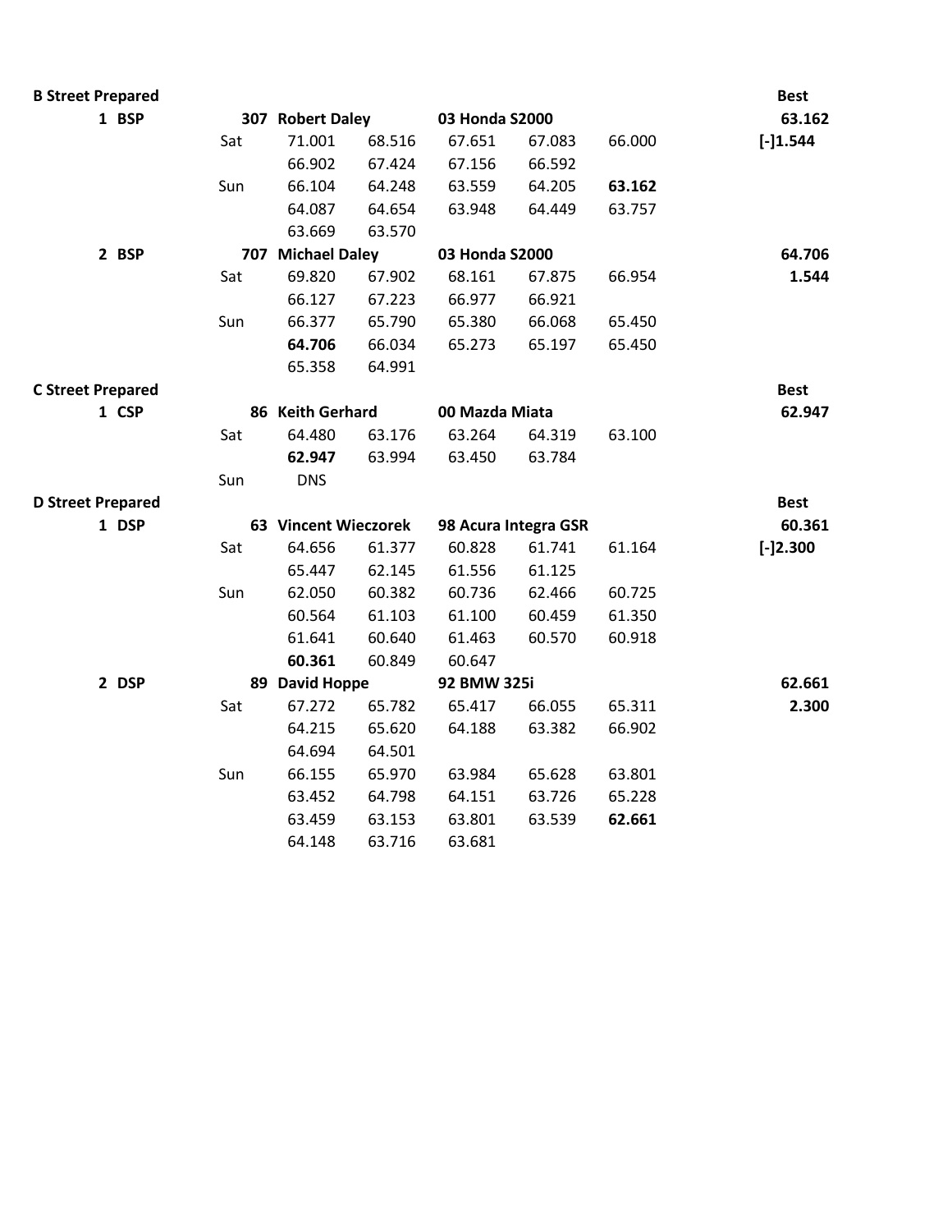| B Street Prepared | | | | | | | | Best |
|---|---|---|---|---|---|---|---|---|
| 1 BSP | | 307 | **Robert Daley** | | **03 Honda S2000** | | | **63.162** |
| | Sat | 71.001 | 68.516 | 67.651 | 67.083 | 66.000 | | **[-]1.544** |
| | | 66.902 | 67.424 | 67.156 | 66.592 | | | |
| | Sun | 66.104 | 64.248 | 63.559 | 64.205 | **63.162** | | |
| | | 64.087 | 64.654 | 63.948 | 64.449 | 63.757 | | |
| | | 63.669 | 63.570 | | | | | |
| 2 BSP | | 707 | **Michael Daley** | | **03 Honda S2000** | | | **64.706** |
| | Sat | 69.820 | 67.902 | 68.161 | 67.875 | 66.954 | | **1.544** |
| | | 66.127 | 67.223 | 66.977 | 66.921 | | | |
| | Sun | 66.377 | 65.790 | 65.380 | 66.068 | 65.450 | | |
| | | **64.706** | 66.034 | 65.273 | 65.197 | 65.450 | | |
| | | 65.358 | 64.991 | | | | | |
| **C Street Prepared** | | | | | | | | **Best** |
| 1 CSP | | 86 | **Keith Gerhard** | | **00 Mazda Miata** | | | **62.947** |
| | Sat | 64.480 | 63.176 | 63.264 | 64.319 | 63.100 | | |
| | | **62.947** | 63.994 | 63.450 | 63.784 | | | |
| | Sun | DNS | | | | | | |
| **D Street Prepared** | | | | | | | | **Best** |
| 1 DSP | | 63 | **Vincent Wieczorek** | | **98 Acura Integra GSR** | | | **60.361** |
| | Sat | 64.656 | 61.377 | 60.828 | 61.741 | 61.164 | | **[-]2.300** |
| | | 65.447 | 62.145 | 61.556 | 61.125 | | | |
| | Sun | 62.050 | 60.382 | 60.736 | 62.466 | 60.725 | | |
| | | 60.564 | 61.103 | 61.100 | 60.459 | 61.350 | | |
| | | 61.641 | 60.640 | 61.463 | 60.570 | 60.918 | | |
| | | **60.361** | 60.849 | 60.647 | | | | |
| 2 DSP | | 89 | **David Hoppe** | | **92 BMW 325i** | | | **62.661** |
| | Sat | 67.272 | 65.782 | 65.417 | 66.055 | 65.311 | | **2.300** |
| | | 64.215 | 65.620 | 64.188 | 63.382 | 66.902 | | |
| | | 64.694 | 64.501 | | | | | |
| | Sun | 66.155 | 65.970 | 63.984 | 65.628 | 63.801 | | |
| | | 63.452 | 64.798 | 64.151 | 63.726 | 65.228 | | |
| | | 63.459 | 63.153 | 63.801 | 63.539 | **62.661** | | |
| | | 64.148 | 63.716 | 63.681 | | | | |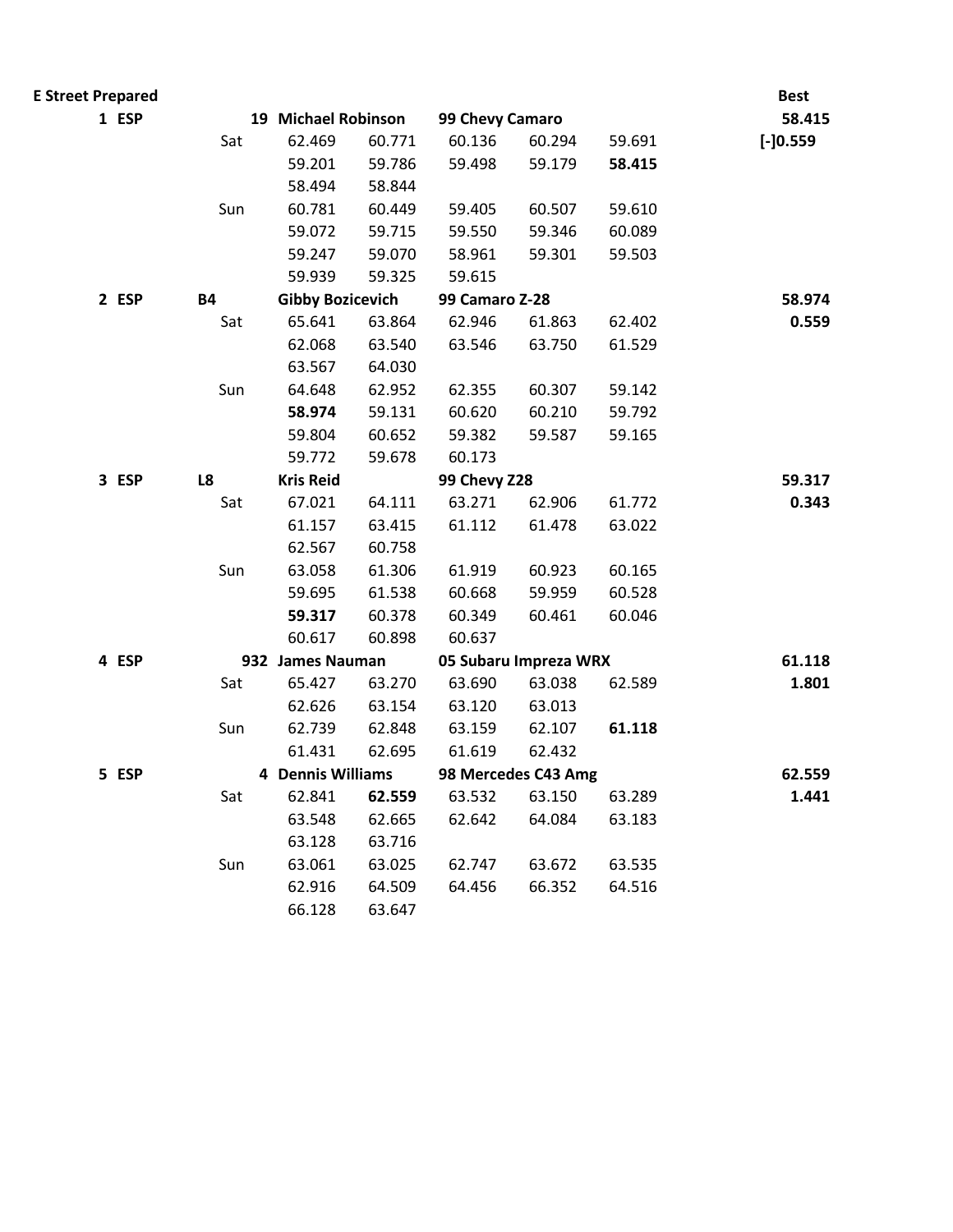| E Street Prepared | | | | | | | | Best |
|---|---|---|---|---|---|---|---|---|
| 1 ESP | | 19 | **Michael Robinson** | | **99 Chevy Camaro** | | | **58.415** |
| | Sat | 62.469 | 60.771 | 60.136 | 60.294 | 59.691 | | **[-]0.559** |
| | | 59.201 | 59.786 | 59.498 | 59.179 | **58.415** | | |
| | | 58.494 | 58.844 | | | | | |
| | Sun | 60.781 | 60.449 | 59.405 | 60.507 | 59.610 | | |
| | | 59.072 | 59.715 | 59.550 | 59.346 | 60.089 | | |
| | | 59.247 | 59.070 | 58.961 | 59.301 | 59.503 | | |
| | | 59.939 | 59.325 | 59.615 | | | | |
| 2 ESP | B4 | | **Gibby Bozicevich** | | **99 Camaro Z-28** | | | **58.974** |
| | Sat | 65.641 | 63.864 | 62.946 | 61.863 | 62.402 | | **0.559** |
| | | 62.068 | 63.540 | 63.546 | 63.750 | 61.529 | | |
| | | 63.567 | 64.030 | | | | | |
| | Sun | 64.648 | 62.952 | 62.355 | 60.307 | 59.142 | | |
| | | **58.974** | 59.131 | 60.620 | 60.210 | 59.792 | | |
| | | 59.804 | 60.652 | 59.382 | 59.587 | 59.165 | | |
| | | 59.772 | 59.678 | 60.173 | | | | |
| 3 ESP | L8 | | **Kris Reid** | | **99 Chevy Z28** | | | **59.317** |
| | Sat | 67.021 | 64.111 | 63.271 | 62.906 | 61.772 | | **0.343** |
| | | 61.157 | 63.415 | 61.112 | 61.478 | 63.022 | | |
| | | 62.567 | 60.758 | | | | | |
| | Sun | 63.058 | 61.306 | 61.919 | 60.923 | 60.165 | | |
| | | 59.695 | 61.538 | 60.668 | 59.959 | 60.528 | | |
| | | **59.317** | 60.378 | 60.349 | 60.461 | 60.046 | | |
| | | 60.617 | 60.898 | 60.637 | | | | |
| 4 ESP | | 932 | **James Nauman** | | **05 Subaru Impreza WRX** | | | **61.118** |
| | Sat | 65.427 | 63.270 | 63.690 | 63.038 | 62.589 | | **1.801** |
| | | 62.626 | 63.154 | 63.120 | 63.013 | | | |
| | Sun | 62.739 | 62.848 | 63.159 | 62.107 | **61.118** | | |
| | | 61.431 | 62.695 | 61.619 | 62.432 | | | |
| 5 ESP | | 4 | **Dennis Williams** | | **98 Mercedes C43 Amg** | | | **62.559** |
| | Sat | 62.841 | **62.559** | 63.532 | 63.150 | 63.289 | | **1.441** |
| | | 63.548 | 62.665 | 62.642 | 64.084 | 63.183 | | |
| | | 63.128 | 63.716 | | | | | |
| | Sun | 63.061 | 63.025 | 62.747 | 63.672 | 63.535 | | |
| | | 62.916 | 64.509 | 64.456 | 66.352 | 64.516 | | |
| | | 66.128 | 63.647 | | | | | |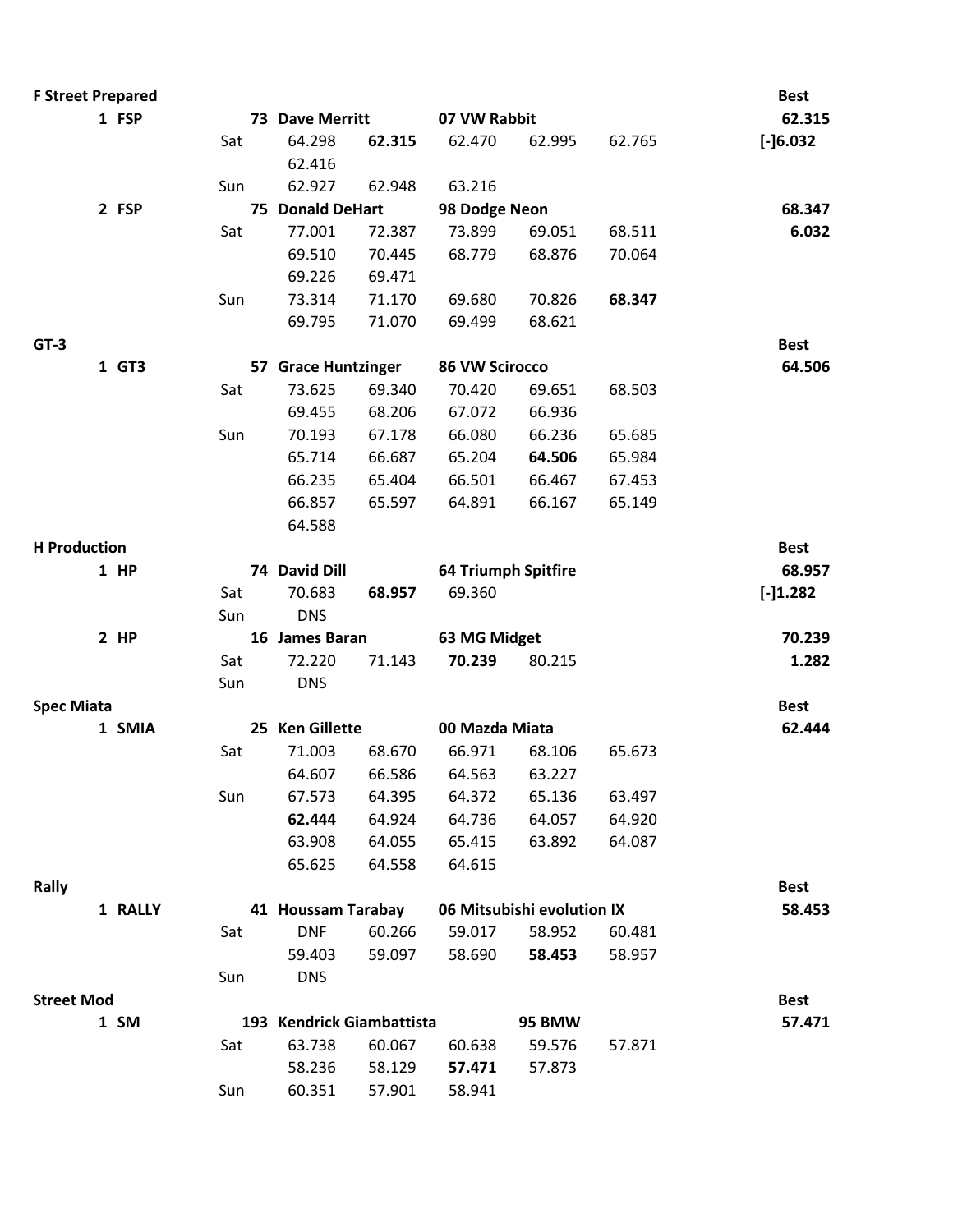| | | | | | | | | |
|---|---|---|---|---|---|---|---|---|
| **F Street Prepared** | | | | | | | | **Best** |
| **1 FSP** | | **73 Dave Merritt** | | **07 VW Rabbit** | | | | **62.315** |
| | Sat | 64.298 | **62.315** | 62.470 | 62.995 | 62.765 | | **[-]6.032** |
| | | 62.416 | | | | | | |
| | Sun | 62.927 | 62.948 | 63.216 | | | | |
| **2 FSP** | | **75 Donald DeHart** | | **98 Dodge Neon** | | | | **68.347** |
| | Sat | 77.001 | 72.387 | 73.899 | 69.051 | 68.511 | | **6.032** |
| | | 69.510 | 70.445 | 68.779 | 68.876 | 70.064 | | |
| | | 69.226 | 69.471 | | | | | |
| | Sun | 73.314 | 71.170 | 69.680 | 70.826 | **68.347** | | |
| | | 69.795 | 71.070 | 69.499 | 68.621 | | | |
| **GT-3** | | | | | | | | **Best** |
| **1 GT3** | | **57 Grace Huntzinger** | | **86 VW Scirocco** | | | | **64.506** |
| | Sat | 73.625 | 69.340 | 70.420 | 69.651 | 68.503 | | |
| | | 69.455 | 68.206 | 67.072 | 66.936 | | | |
| | Sun | 70.193 | 67.178 | 66.080 | 66.236 | 65.685 | | |
| | | 65.714 | 66.687 | 65.204 | **64.506** | 65.984 | | |
| | | 66.235 | 65.404 | 66.501 | 66.467 | 67.453 | | |
| | | 66.857 | 65.597 | 64.891 | 66.167 | 65.149 | | |
| | | 64.588 | | | | | | |
| **H Production** | | | | | | | | **Best** |
| **1 HP** | | **74 David Dill** | | **64 Triumph Spitfire** | | | | **68.957** |
| | Sat | 70.683 | **68.957** | 69.360 | | | | **[-]1.282** |
| | Sun | DNS | | | | | | |
| **2 HP** | | **16 James Baran** | | **63 MG Midget** | | | | **70.239** |
| | Sat | 72.220 | 71.143 | **70.239** | 80.215 | | | **1.282** |
| | Sun | DNS | | | | | | |
| **Spec Miata** | | | | | | | | **Best** |
| **1 SMIA** | | **25 Ken Gillette** | | **00 Mazda Miata** | | | | **62.444** |
| | Sat | 71.003 | 68.670 | 66.971 | 68.106 | 65.673 | | |
| | | 64.607 | 66.586 | 64.563 | 63.227 | | | |
| | Sun | 67.573 | 64.395 | 64.372 | 65.136 | 63.497 | | |
| | | **62.444** | 64.924 | 64.736 | 64.057 | 64.920 | | |
| | | 63.908 | 64.055 | 65.415 | 63.892 | 64.087 | | |
| | | 65.625 | 64.558 | 64.615 | | | | |
| **Rally** | | | | | | | | **Best** |
| **1 RALLY** | | **41 Houssam Tarabay** | | **06 Mitsubishi evolution IX** | | | | **58.453** |
| | Sat | DNF | 60.266 | 59.017 | 58.952 | 60.481 | | |
| | | 59.403 | 59.097 | 58.690 | **58.453** | 58.957 | | |
| | Sun | DNS | | | | | | |
| **Street Mod** | | | | | | | | **Best** |
| **1 SM** | | **193 Kendrick Giambattista** | | | **95 BMW** | | | **57.471** |
| | Sat | 63.738 | 60.067 | 60.638 | 59.576 | 57.871 | | |
| | | 58.236 | 58.129 | **57.471** | 57.873 | | | |
| | Sun | 60.351 | 57.901 | 58.941 | | | | |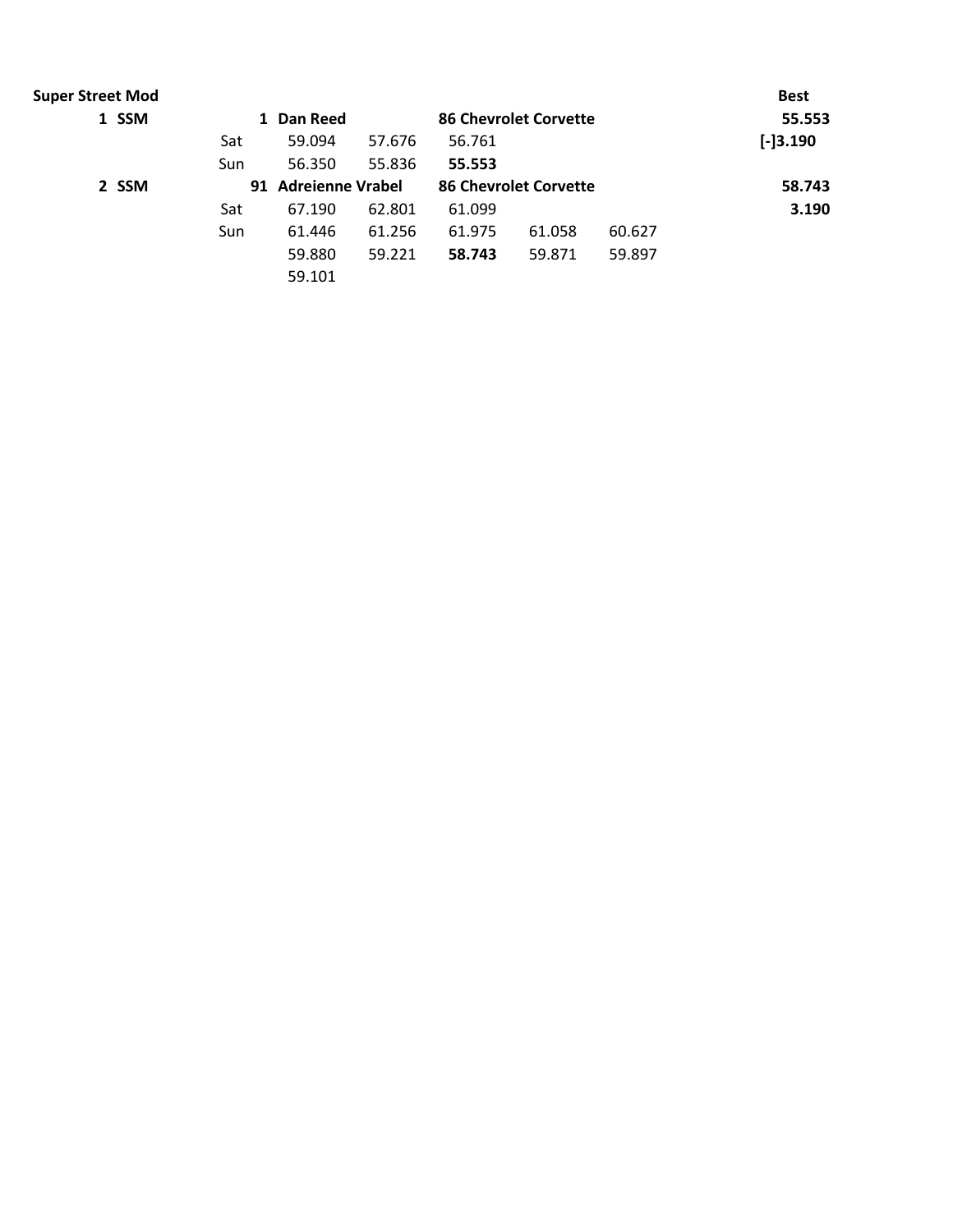| Super Street Mod | | | | | | | | Best |
|---|---|---|---|---|---|---|---|---|
| **1 SSM** | | **1 Dan Reed** | | **86 Chevrolet Corvette** | | | | **55.553** |
| | Sat | 59.094 | 57.676 | 56.761 | | | | **[-]3.190** |
| | Sun | 56.350 | 55.836 | **55.553** | | | | |
| **2 SSM** | | **91 Adreienne Vrabel** | | **86 Chevrolet Corvette** | | | | **58.743** |
| | Sat | 67.190 | 62.801 | 61.099 | | | | **3.190** |
| | Sun | 61.446 | 61.256 | 61.975 | 61.058 | 60.627 | | |
| | | 59.880 | 59.221 | **58.743** | 59.871 | 59.897 | | |
| | | 59.101 | | | | | | |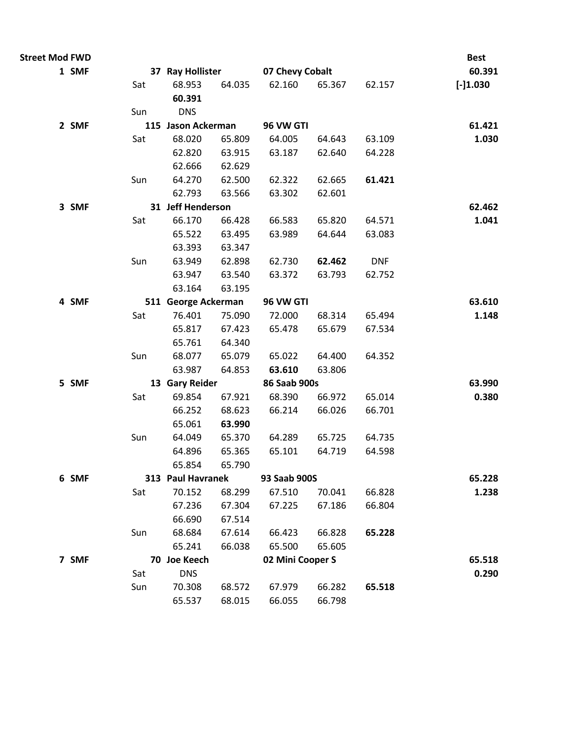| Street Mod FWD | | | | | | | Best |
|---|---|---|---|---|---|---|---|
| 1 SMF | | 37 Ray Hollister | | 07 Chevy Cobalt | | | 60.391 |
| | Sat | 68.953 | 64.035 | 62.160 | 65.367 | 62.157 | [-]1.030 |
| | | **60.391** | | | | | |
| | Sun | DNS | | | | | |
| 2 SMF | | 115 Jason Ackerman | | 96 VW GTI | | | 61.421 |
| | Sat | 68.020 | 65.809 | 64.005 | 64.643 | 63.109 | 1.030 |
| | | 62.820 | 63.915 | 63.187 | 62.640 | 64.228 | |
| | | 62.666 | 62.629 | | | | |
| | Sun | 64.270 | 62.500 | 62.322 | 62.665 | **61.421** | |
| | | 62.793 | 63.566 | 63.302 | 62.601 | | |
| 3 SMF | | 31 Jeff Henderson | | | | | 62.462 |
| | Sat | 66.170 | 66.428 | 66.583 | 65.820 | 64.571 | 1.041 |
| | | 65.522 | 63.495 | 63.989 | 64.644 | 63.083 | |
| | | 63.393 | 63.347 | | | | |
| | Sun | 63.949 | 62.898 | 62.730 | **62.462** | DNF | |
| | | 63.947 | 63.540 | 63.372 | 63.793 | 62.752 | |
| | | 63.164 | 63.195 | | | | |
| 4 SMF | | 511 George Ackerman | | 96 VW GTI | | | 63.610 |
| | Sat | 76.401 | 75.090 | 72.000 | 68.314 | 65.494 | 1.148 |
| | | 65.817 | 67.423 | 65.478 | 65.679 | 67.534 | |
| | | 65.761 | 64.340 | | | | |
| | Sun | 68.077 | 65.079 | 65.022 | 64.400 | 64.352 | |
| | | 63.987 | 64.853 | **63.610** | 63.806 | | |
| 5 SMF | | 13 Gary Reider | | 86 Saab 900s | | | 63.990 |
| | Sat | 69.854 | 67.921 | 68.390 | 66.972 | 65.014 | 0.380 |
| | | 66.252 | 68.623 | 66.214 | 66.026 | 66.701 | |
| | | 65.061 | **63.990** | | | | |
| | Sun | 64.049 | 65.370 | 64.289 | 65.725 | 64.735 | |
| | | 64.896 | 65.365 | 65.101 | 64.719 | 64.598 | |
| | | 65.854 | 65.790 | | | | |
| 6 SMF | | 313 Paul Havranek | | 93 Saab 900S | | | 65.228 |
| | Sat | 70.152 | 68.299 | 67.510 | 70.041 | 66.828 | 1.238 |
| | | 67.236 | 67.304 | 67.225 | 67.186 | 66.804 | |
| | | 66.690 | 67.514 | | | | |
| | Sun | 68.684 | 67.614 | 66.423 | 66.828 | **65.228** | |
| | | 65.241 | 66.038 | 65.500 | 65.605 | | |
| 7 SMF | | 70 Joe Keech | | 02 Mini Cooper S | | | 65.518 |
| | Sat | DNS | | | | | 0.290 |
| | Sun | 70.308 | 68.572 | 67.979 | 66.282 | **65.518** | |
| | | 65.537 | 68.015 | 66.055 | 66.798 | | |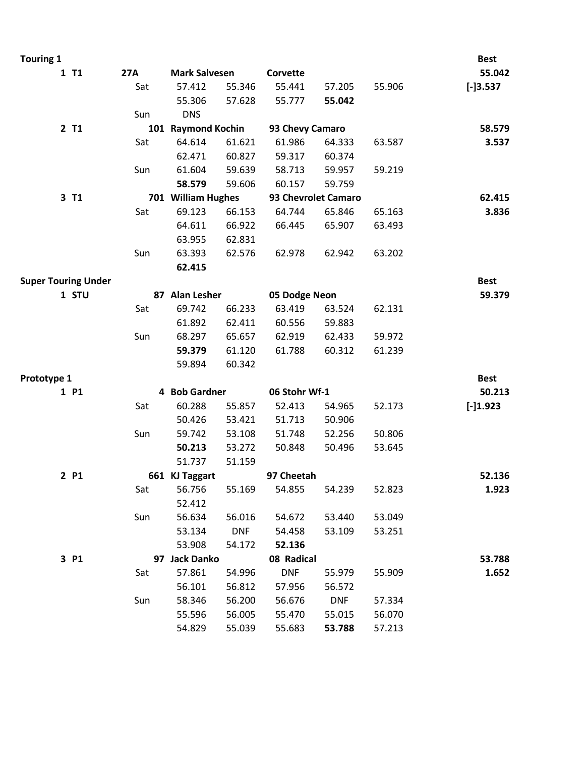| | | | | | | | | | |
|---|---|---|---|---|---|---|---|---|---|
| **Touring 1** | | | | | | | | | **Best** |
| **1 T1** | **27A** | **Mark Salvesen** | | **Corvette** | | | | | **55.042** |
| | Sat | 57.412 | 55.346 | 55.441 | 57.205 | 55.906 | | | **[-]3.537** |
| | | 55.306 | 57.628 | 55.777 | **55.042** | | | | |
| | Sun | DNS | | | | | | | |
| **2 T1** | **101** | **Raymond Kochin** | | **93 Chevy Camaro** | | | | | **58.579** |
| | Sat | 64.614 | 61.621 | 61.986 | 64.333 | 63.587 | | | **3.537** |
| | | 62.471 | 60.827 | 59.317 | 60.374 | | | | |
| | Sun | 61.604 | 59.639 | 58.713 | 59.957 | 59.219 | | | |
| | | **58.579** | 59.606 | 60.157 | 59.759 | | | | |
| **3 T1** | **701** | **William Hughes** | | **93 Chevrolet Camaro** | | | | | **62.415** |
| | Sat | 69.123 | 66.153 | 64.744 | 65.846 | 65.163 | | | **3.836** |
| | | 64.611 | 66.922 | 66.445 | 65.907 | 63.493 | | | |
| | | 63.955 | 62.831 | | | | | | |
| | Sun | 63.393 | 62.576 | 62.978 | 62.942 | 63.202 | | | |
| | | **62.415** | | | | | | | |
| **Super Touring Under** | | | | | | | | | **Best** |
| **1 STU** | **87** | **Alan Lesher** | | **05 Dodge Neon** | | | | | **59.379** |
| | Sat | 69.742 | 66.233 | 63.419 | 63.524 | 62.131 | | | |
| | | 61.892 | 62.411 | 60.556 | 59.883 | | | | |
| | Sun | 68.297 | 65.657 | 62.919 | 62.433 | 59.972 | | | |
| | | **59.379** | 61.120 | 61.788 | 60.312 | 61.239 | | | |
| | | 59.894 | 60.342 | | | | | | |
| **Prototype 1** | | | | | | | | | **Best** |
| **1 P1** | **4** | **Bob Gardner** | | **06 Stohr Wf-1** | | | | | **50.213** |
| | Sat | 60.288 | 55.857 | 52.413 | 54.965 | 52.173 | | | **[-]1.923** |
| | | 50.426 | 53.421 | 51.713 | 50.906 | | | | |
| | Sun | 59.742 | 53.108 | 51.748 | 52.256 | 50.806 | | | |
| | | **50.213** | 53.272 | 50.848 | 50.496 | 53.645 | | | |
| | | 51.737 | 51.159 | | | | | | |
| **2 P1** | **661** | **KJ Taggart** | | **97 Cheetah** | | | | | **52.136** |
| | Sat | 56.756 | 55.169 | 54.855 | 54.239 | 52.823 | | | **1.923** |
| | | 52.412 | | | | | | | |
| | Sun | 56.634 | 56.016 | 54.672 | 53.440 | 53.049 | | | |
| | | 53.134 | DNF | 54.458 | 53.109 | 53.251 | | | |
| | | 53.908 | 54.172 | **52.136** | | | | | |
| **3 P1** | **97** | **Jack Danko** | | **08 Radical** | | | | | **53.788** |
| | Sat | 57.861 | 54.996 | DNF | 55.979 | 55.909 | | | **1.652** |
| | | 56.101 | 56.812 | 57.956 | 56.572 | | | | |
| | Sun | 58.346 | 56.200 | 56.676 | DNF | 57.334 | | | |
| | | 55.596 | 56.005 | 55.470 | 55.015 | 56.070 | | | |
| | | 54.829 | 55.039 | 55.683 | **53.788** | 57.213 | | | |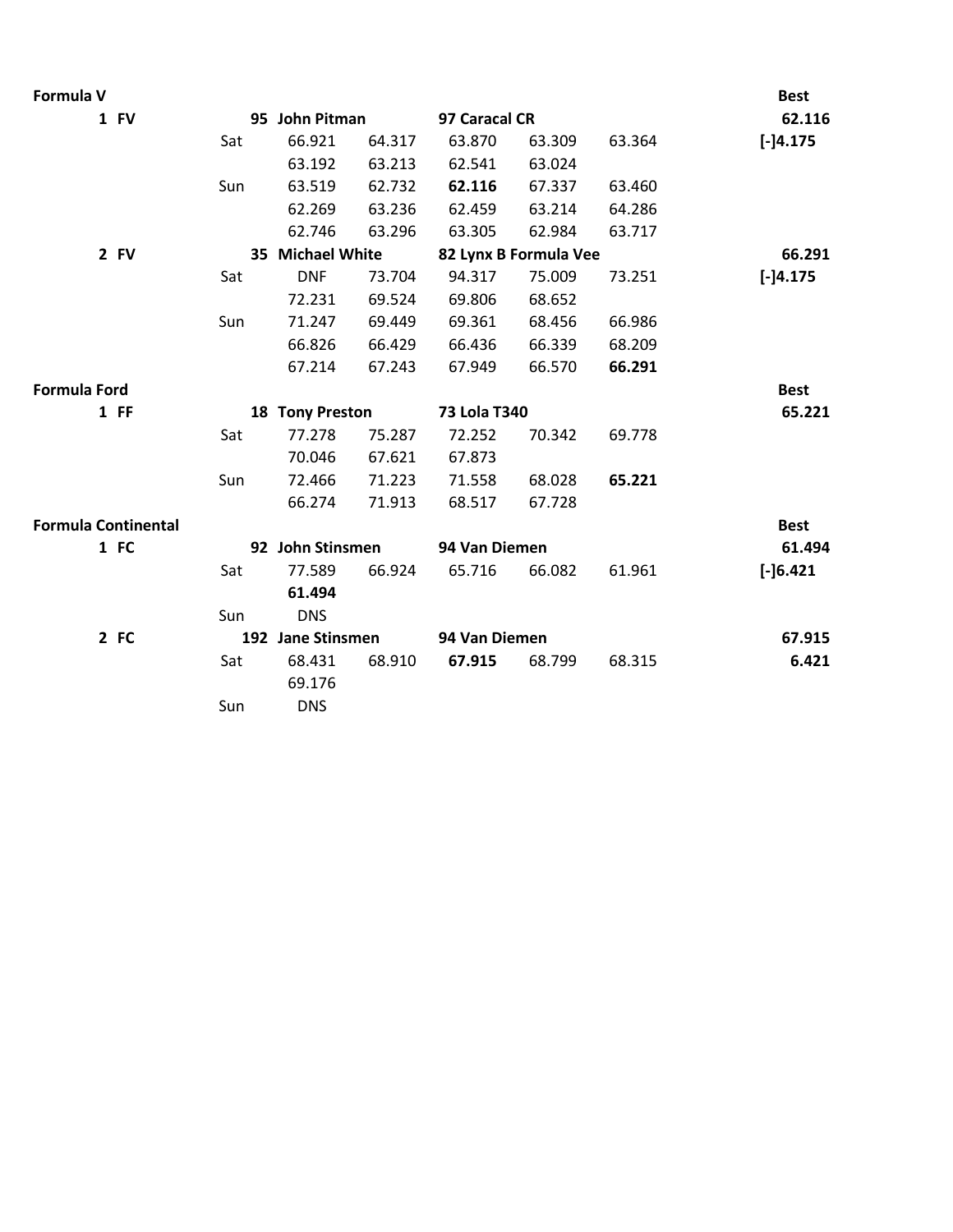**Formula V** | | | | | | | **Best**

| Pos | Day | No. / Driver | | Car | | | Best |
|---|---|---|---|---|---|---|---|
| **1 FV** | | **95 John Pitman** | | **97 Caracal CR** | | | **62.116** |
| | Sat | 66.921 | 64.317 | 63.870 | 63.309 | 63.364 | **[-]4.175** |
| | | 63.192 | 63.213 | 62.541 | 63.024 | | |
| | Sun | 63.519 | 62.732 | **62.116** | 67.337 | 63.460 | |
| | | 62.269 | 63.236 | 62.459 | 63.214 | 64.286 | |
| | | 62.746 | 63.296 | 63.305 | 62.984 | 63.717 | |
| **2 FV** | | **35 Michael White** | | **82 Lynx B Formula Vee** | | | **66.291** |
| | Sat | DNF | 73.704 | 94.317 | 75.009 | 73.251 | **[-]4.175** |
| | | 72.231 | 69.524 | 69.806 | 68.652 | | |
| | Sun | 71.247 | 69.449 | 69.361 | 68.456 | 66.986 | |
| | | 66.826 | 66.429 | 66.436 | 66.339 | 68.209 | |
| | | 67.214 | 67.243 | 67.949 | 66.570 | **66.291** | |

**Formula Ford** | | | | | | | **Best**

| Pos | Day | No. / Driver | | Car | | | Best |
|---|---|---|---|---|---|---|---|
| **1 FF** | | **18 Tony Preston** | | **73 Lola T340** | | | **65.221** |
| | Sat | 77.278 | 75.287 | 72.252 | 70.342 | 69.778 | |
| | | 70.046 | 67.621 | 67.873 | | | |
| | Sun | 72.466 | 71.223 | 71.558 | 68.028 | **65.221** | |
| | | 66.274 | 71.913 | 68.517 | 67.728 | | |

**Formula Continental** | | | | | | | **Best**

| Pos | Day | No. / Driver | | Car | | | Best |
|---|---|---|---|---|---|---|---|
| **1 FC** | | **92 John Stinsmen** | | **94 Van Diemen** | | | **61.494** |
| | Sat | 77.589 | 66.924 | 65.716 | 66.082 | 61.961 | **[-]6.421** |
| | | **61.494** | | | | | |
| | Sun | DNS | | | | | |
| **2 FC** | | **192 Jane Stinsmen** | | **94 Van Diemen** | | | **67.915** |
| | Sat | 68.431 | 68.910 | **67.915** | 68.799 | 68.315 | **6.421** |
| | | 69.176 | | | | | |
| | Sun | DNS | | | | | |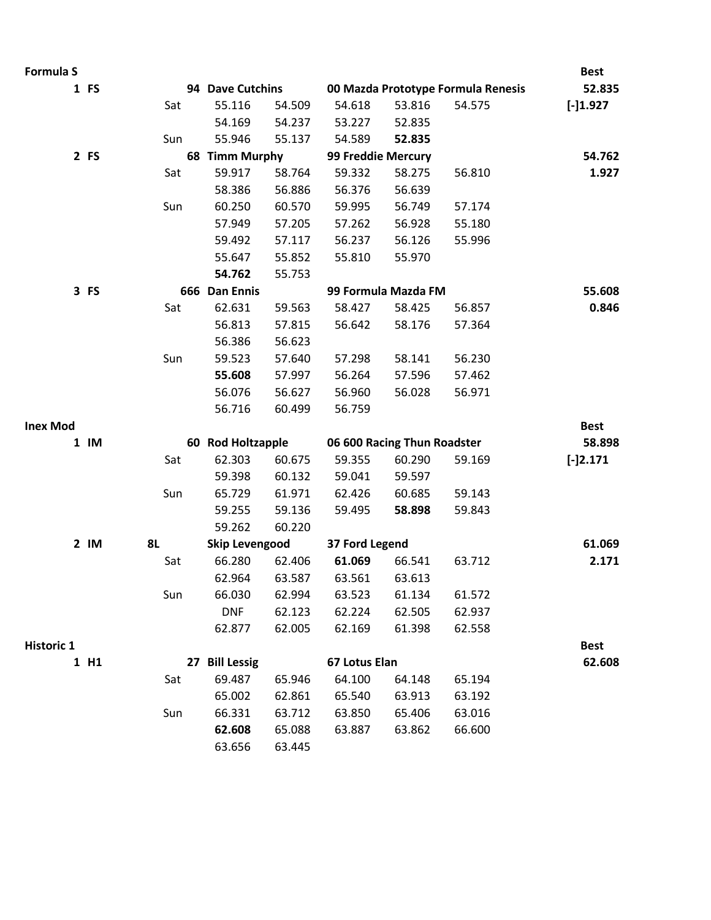| Formula S | | | | | | | | Best |
|---|---|---|---|---|---|---|---|---|
| 1 FS | | 94 Dave Cutchins | | 00 Mazda Prototype Formula Renesis | | | | 52.835 |
| | Sat | 55.116 | 54.509 | 54.618 | 53.816 | 54.575 | | [-]1.927 |
| | | 54.169 | 54.237 | 53.227 | 52.835 | | | |
| | Sun | 55.946 | 55.137 | 54.589 | **52.835** | | | |
| 2 FS | | 68 Timm Murphy | | 99 Freddie Mercury | | | | 54.762 |
| | Sat | 59.917 | 58.764 | 59.332 | 58.275 | 56.810 | | 1.927 |
| | | 58.386 | 56.886 | 56.376 | 56.639 | | | |
| | Sun | 60.250 | 60.570 | 59.995 | 56.749 | 57.174 | | |
| | | 57.949 | 57.205 | 57.262 | 56.928 | 55.180 | | |
| | | 59.492 | 57.117 | 56.237 | 56.126 | 55.996 | | |
| | | 55.647 | 55.852 | 55.810 | 55.970 | | | |
| | | **54.762** | 55.753 | | | | | |
| 3 FS | | 666 Dan Ennis | | 99 Formula Mazda FM | | | | 55.608 |
| | Sat | 62.631 | 59.563 | 58.427 | 58.425 | 56.857 | | 0.846 |
| | | 56.813 | 57.815 | 56.642 | 58.176 | 57.364 | | |
| | | 56.386 | 56.623 | | | | | |
| | Sun | 59.523 | 57.640 | 57.298 | 58.141 | 56.230 | | |
| | | **55.608** | 57.997 | 56.264 | 57.596 | 57.462 | | |
| | | 56.076 | 56.627 | 56.960 | 56.028 | 56.971 | | |
| | | 56.716 | 60.499 | 56.759 | | | | |
| **Inex Mod** | | | | | | | | **Best** |
| 1 IM | | 60 Rod Holtzapple | | 06 600 Racing Thun Roadster | | | | 58.898 |
| | Sat | 62.303 | 60.675 | 59.355 | 60.290 | 59.169 | | [-]2.171 |
| | | 59.398 | 60.132 | 59.041 | 59.597 | | | |
| | Sun | 65.729 | 61.971 | 62.426 | 60.685 | 59.143 | | |
| | | 59.255 | 59.136 | 59.495 | **58.898** | 59.843 | | |
| | | 59.262 | 60.220 | | | | | |
| 2 IM | 8L | Skip Levengood | | 37 Ford Legend | | | | 61.069 |
| | Sat | 66.280 | 62.406 | **61.069** | 66.541 | 63.712 | | 2.171 |
| | | 62.964 | 63.587 | 63.561 | 63.613 | | | |
| | Sun | 66.030 | 62.994 | 63.523 | 61.134 | 61.572 | | |
| | | DNF | 62.123 | 62.224 | 62.505 | 62.937 | | |
| | | 62.877 | 62.005 | 62.169 | 61.398 | 62.558 | | |
| **Historic 1** | | | | | | | | **Best** |
| 1 H1 | | 27 Bill Lessig | | 67 Lotus Elan | | | | 62.608 |
| | Sat | 69.487 | 65.946 | 64.100 | 64.148 | 65.194 | | |
| | | 65.002 | 62.861 | 65.540 | 63.913 | 63.192 | | |
| | Sun | 66.331 | 63.712 | 63.850 | 65.406 | 63.016 | | |
| | | **62.608** | 65.088 | 63.887 | 63.862 | 66.600 | | |
| | | 63.656 | 63.445 | | | | | |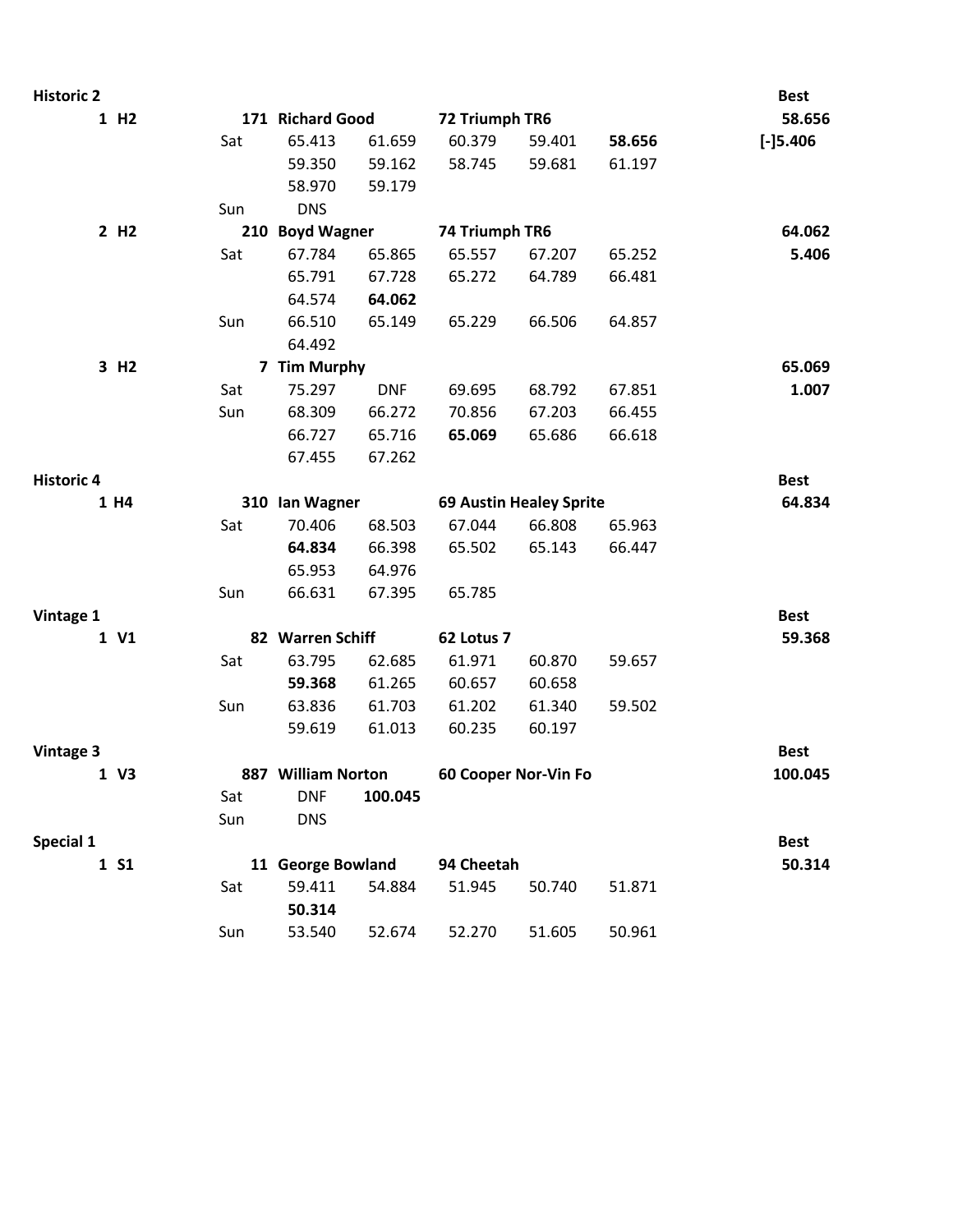| | | | | | | | | |
|---|---|---|---|---|---|---|---|---|
| **Historic 2** | | | | | | | | **Best** |
| **1 H2** | | **171 Richard Good** | | **72 Triumph TR6** | | | | **58.656** |
| | Sat | 65.413 | 61.659 | 60.379 | 59.401 | **58.656** | | **[-]5.406** |
| | | 59.350 | 59.162 | 58.745 | 59.681 | 61.197 | | |
| | | 58.970 | 59.179 | | | | | |
| | Sun | DNS | | | | | | |
| **2 H2** | | **210 Boyd Wagner** | | **74 Triumph TR6** | | | | **64.062** |
| | Sat | 67.784 | 65.865 | 65.557 | 67.207 | 65.252 | | **5.406** |
| | | 65.791 | 67.728 | 65.272 | 64.789 | 66.481 | | |
| | | 64.574 | **64.062** | | | | | |
| | Sun | 66.510 | 65.149 | 65.229 | 66.506 | 64.857 | | |
| | | 64.492 | | | | | | |
| **3 H2** | | **7 Tim Murphy** | | | | | | **65.069** |
| | Sat | 75.297 | DNF | 69.695 | 68.792 | 67.851 | | **1.007** |
| | Sun | 68.309 | 66.272 | 70.856 | 67.203 | 66.455 | | |
| | | 66.727 | 65.716 | **65.069** | 65.686 | 66.618 | | |
| | | 67.455 | 67.262 | | | | | |
| **Historic 4** | | | | | | | | **Best** |
| **1 H4** | | **310 Ian Wagner** | | **69 Austin Healey Sprite** | | | | **64.834** |
| | Sat | 70.406 | 68.503 | 67.044 | 66.808 | 65.963 | | |
| | | **64.834** | 66.398 | 65.502 | 65.143 | 66.447 | | |
| | | 65.953 | 64.976 | | | | | |
| | Sun | 66.631 | 67.395 | 65.785 | | | | |
| **Vintage 1** | | | | | | | | **Best** |
| **1 V1** | | **82 Warren Schiff** | | **62 Lotus 7** | | | | **59.368** |
| | Sat | 63.795 | 62.685 | 61.971 | 60.870 | 59.657 | | |
| | | **59.368** | 61.265 | 60.657 | 60.658 | | | |
| | Sun | 63.836 | 61.703 | 61.202 | 61.340 | 59.502 | | |
| | | 59.619 | 61.013 | 60.235 | 60.197 | | | |
| **Vintage 3** | | | | | | | | **Best** |
| **1 V3** | | **887 William Norton** | | **60 Cooper Nor-Vin Fo** | | | | **100.045** |
| | Sat | DNF | **100.045** | | | | | |
| | Sun | DNS | | | | | | |
| **Special 1** | | | | | | | | **Best** |
| **1 S1** | | **11 George Bowland** | | **94 Cheetah** | | | | **50.314** |
| | Sat | 59.411 | 54.884 | 51.945 | 50.740 | 51.871 | | |
| | | **50.314** | | | | | | |
| | Sun | 53.540 | 52.674 | 52.270 | 51.605 | 50.961 | | |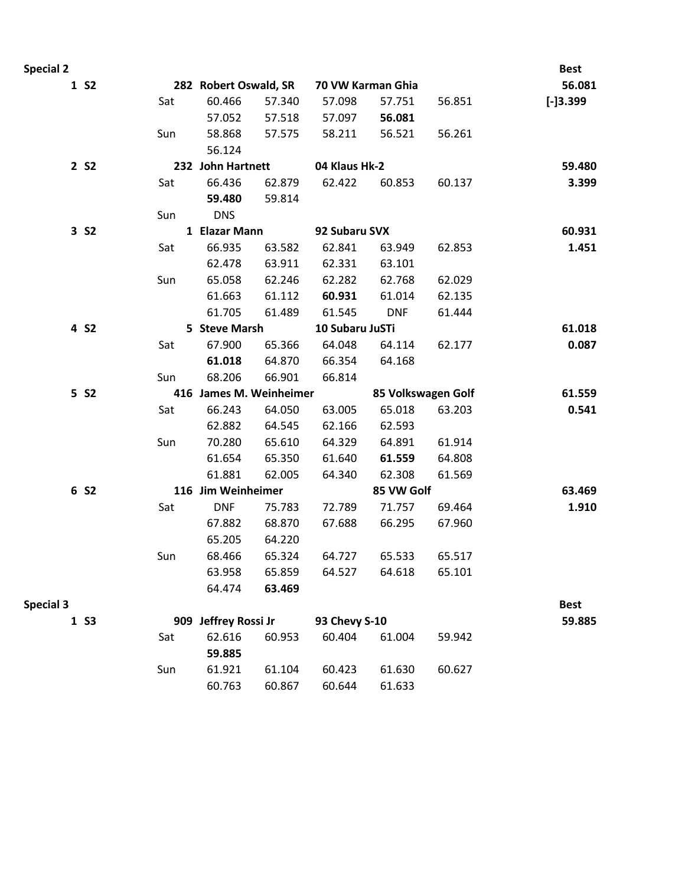| Special 2 | | | | | | | | Best |
|---|---|---|---|---|---|---|---|---|
| **1 S2** | | **282 Robert Oswald, SR** | | **70 VW Karman Ghia** | | | | **56.081** |
| | Sat | 60.466 | 57.340 | 57.098 | 57.751 | 56.851 | | **[-]3.399** |
| | | 57.052 | 57.518 | 57.097 | **56.081** | | | |
| | Sun | 58.868 | 57.575 | 58.211 | 56.521 | 56.261 | | |
| | | 56.124 | | | | | | |
| **2 S2** | | **232 John Hartnett** | | **04 Klaus Hk-2** | | | | **59.480** |
| | Sat | 66.436 | 62.879 | 62.422 | 60.853 | 60.137 | | **3.399** |
| | | **59.480** | 59.814 | | | | | |
| | Sun | DNS | | | | | | |
| **3 S2** | | **1 Elazar Mann** | | **92 Subaru SVX** | | | | **60.931** |
| | Sat | 66.935 | 63.582 | 62.841 | 63.949 | 62.853 | | **1.451** |
| | | 62.478 | 63.911 | 62.331 | 63.101 | | | |
| | Sun | 65.058 | 62.246 | 62.282 | 62.768 | 62.029 | | |
| | | 61.663 | 61.112 | **60.931** | 61.014 | 62.135 | | |
| | | 61.705 | 61.489 | 61.545 | DNF | 61.444 | | |
| **4 S2** | | **5 Steve Marsh** | | **10 Subaru JuSTi** | | | | **61.018** |
| | Sat | 67.900 | 65.366 | 64.048 | 64.114 | 62.177 | | **0.087** |
| | | **61.018** | 64.870 | 66.354 | 64.168 | | | |
| | Sun | 68.206 | 66.901 | 66.814 | | | | |
| **5 S2** | | **416 James M. Weinheimer** | | | **85 Volkswagen Golf** | | | **61.559** |
| | Sat | 66.243 | 64.050 | 63.005 | 65.018 | 63.203 | | **0.541** |
| | | 62.882 | 64.545 | 62.166 | 62.593 | | | |
| | Sun | 70.280 | 65.610 | 64.329 | 64.891 | 61.914 | | |
| | | 61.654 | 65.350 | 61.640 | **61.559** | 64.808 | | |
| | | 61.881 | 62.005 | 64.340 | 62.308 | 61.569 | | |
| **6 S2** | | **116 Jim Weinheimer** | | | **85 VW Golf** | | | **63.469** |
| | Sat | DNF | 75.783 | 72.789 | 71.757 | 69.464 | | **1.910** |
| | | 67.882 | 68.870 | 67.688 | 66.295 | 67.960 | | |
| | | 65.205 | 64.220 | | | | | |
| | Sun | 68.466 | 65.324 | 64.727 | 65.533 | 65.517 | | |
| | | 63.958 | 65.859 | 64.527 | 64.618 | 65.101 | | |
| | | 64.474 | **63.469** | | | | | |

| Special 3 | | | | | | | | Best |
|---|---|---|---|---|---|---|---|---|
| **1 S3** | | **909 Jeffrey Rossi Jr** | | **93 Chevy S-10** | | | | **59.885** |
| | Sat | 62.616 | 60.953 | 60.404 | 61.004 | 59.942 | | |
| | | **59.885** | | | | | | |
| | Sun | 61.921 | 61.104 | 60.423 | 61.630 | 60.627 | | |
| | | 60.763 | 60.867 | 60.644 | 61.633 | | | |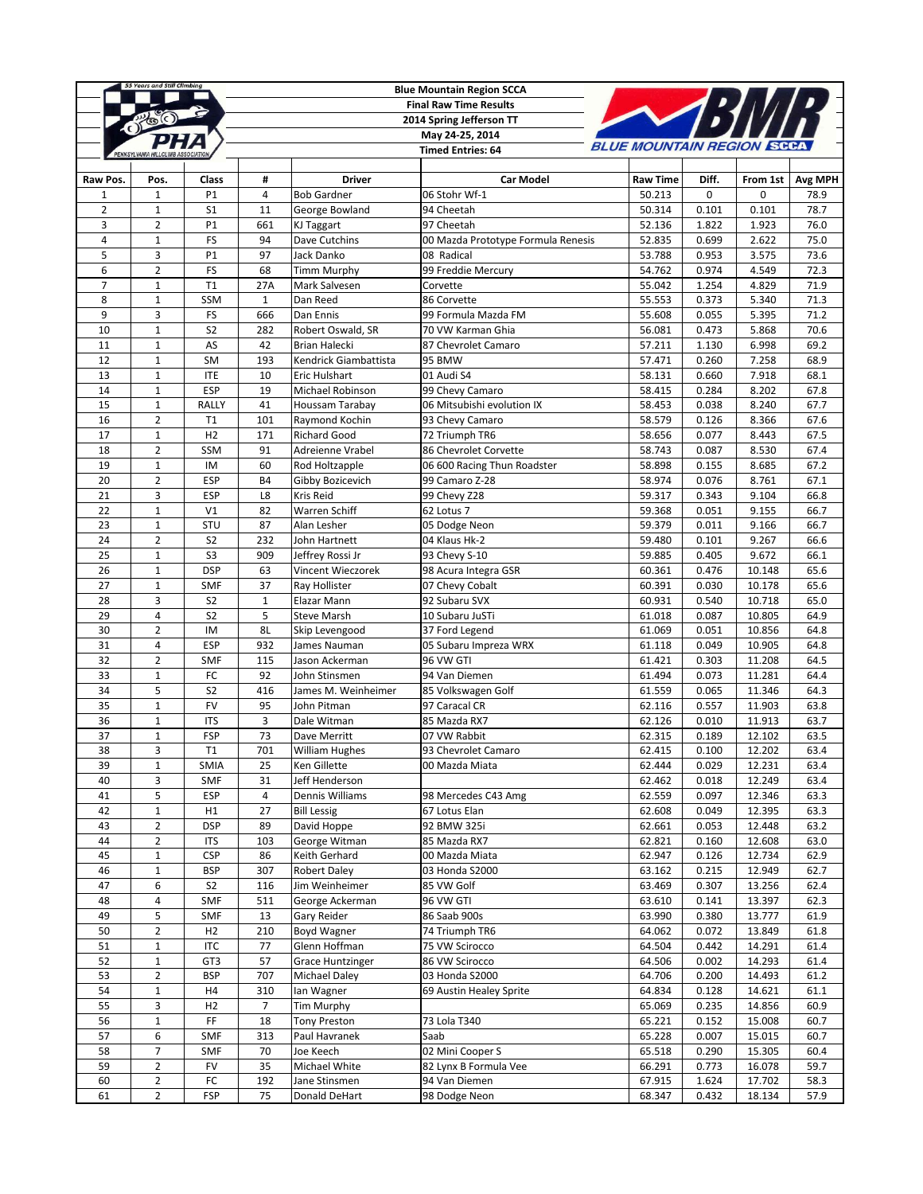**Blue Mountain Region SCCA**
**Final Raw Time Results**
**2014 Spring Jefferson TT**
**May 24-25, 2014**
**Timed Entries: 64**

| Raw Pos. | Pos. | Class | # | Driver | Car Model | Raw Time | Diff. | From 1st | Avg MPH |
|---|---|---|---|---|---|---|---|---|---|
| 1 | 1 | P1 | 4 | Bob Gardner | 06 Stohr Wf-1 | 50.213 | 0 | 0 | 78.9 |
| 2 | 1 | S1 | 11 | George Bowland | 94 Cheetah | 50.314 | 0.101 | 0.101 | 78.7 |
| 3 | 2 | P1 | 661 | KJ Taggart | 97 Cheetah | 52.136 | 1.822 | 1.923 | 76.0 |
| 4 | 1 | FS | 94 | Dave Cutchins | 00 Mazda Prototype Formula Renesis | 52.835 | 0.699 | 2.622 | 75.0 |
| 5 | 3 | P1 | 97 | Jack Danko | 08 Radical | 53.788 | 0.953 | 3.575 | 73.6 |
| 6 | 2 | FS | 68 | Timm Murphy | 99 Freddie Mercury | 54.762 | 0.974 | 4.549 | 72.3 |
| 7 | 1 | T1 | 27A | Mark Salvesen | Corvette | 55.042 | 1.254 | 4.829 | 71.9 |
| 8 | 1 | SSM | 1 | Dan Reed | 86 Corvette | 55.553 | 0.373 | 5.340 | 71.3 |
| 9 | 3 | FS | 666 | Dan Ennis | 99 Formula Mazda FM | 55.608 | 0.055 | 5.395 | 71.2 |
| 10 | 1 | S2 | 282 | Robert Oswald, SR | 70 VW Karman Ghia | 56.081 | 0.473 | 5.868 | 70.6 |
| 11 | 1 | AS | 42 | Brian Halecki | 87 Chevrolet Camaro | 57.211 | 1.130 | 6.998 | 69.2 |
| 12 | 1 | SM | 193 | Kendrick Giambattista | 95 BMW | 57.471 | 0.260 | 7.258 | 68.9 |
| 13 | 1 | ITE | 10 | Eric Hulshart | 01 Audi S4 | 58.131 | 0.660 | 7.918 | 68.1 |
| 14 | 1 | ESP | 19 | Michael Robinson | 99 Chevy Camaro | 58.415 | 0.284 | 8.202 | 67.8 |
| 15 | 1 | RALLY | 41 | Houssam Tarabay | 06 Mitsubishi evolution IX | 58.453 | 0.038 | 8.240 | 67.7 |
| 16 | 2 | T1 | 101 | Raymond Kochin | 93 Chevy Camaro | 58.579 | 0.126 | 8.366 | 67.6 |
| 17 | 1 | H2 | 171 | Richard Good | 72 Triumph TR6 | 58.656 | 0.077 | 8.443 | 67.5 |
| 18 | 2 | SSM | 91 | Adreienne Vrabel | 86 Chevrolet Corvette | 58.743 | 0.087 | 8.530 | 67.4 |
| 19 | 1 | IM | 60 | Rod Holtzapple | 06 600 Racing Thun Roadster | 58.898 | 0.155 | 8.685 | 67.2 |
| 20 | 2 | ESP | B4 | Gibby Bozicevich | 99 Camaro Z-28 | 58.974 | 0.076 | 8.761 | 67.1 |
| 21 | 3 | ESP | L8 | Kris Reid | 99 Chevy Z28 | 59.317 | 0.343 | 9.104 | 66.8 |
| 22 | 1 | V1 | 82 | Warren Schiff | 62 Lotus 7 | 59.368 | 0.051 | 9.155 | 66.7 |
| 23 | 1 | STU | 87 | Alan Lesher | 05 Dodge Neon | 59.379 | 0.011 | 9.166 | 66.7 |
| 24 | 2 | S2 | 232 | John Hartnett | 04 Klaus Hk-2 | 59.480 | 0.101 | 9.267 | 66.6 |
| 25 | 1 | S3 | 909 | Jeffrey Rossi Jr | 93 Chevy S-10 | 59.885 | 0.405 | 9.672 | 66.1 |
| 26 | 1 | DSP | 63 | Vincent Wieczorek | 98 Acura Integra GSR | 60.361 | 0.476 | 10.148 | 65.6 |
| 27 | 1 | SMF | 37 | Ray Hollister | 07 Chevy Cobalt | 60.391 | 0.030 | 10.178 | 65.6 |
| 28 | 3 | S2 | 1 | Elazar Mann | 92 Subaru SVX | 60.931 | 0.540 | 10.718 | 65.0 |
| 29 | 4 | S2 | 5 | Steve Marsh | 10 Subaru JuSTi | 61.018 | 0.087 | 10.805 | 64.9 |
| 30 | 2 | IM | 8L | Skip Levengood | 37 Ford Legend | 61.069 | 0.051 | 10.856 | 64.8 |
| 31 | 4 | ESP | 932 | James Nauman | 05 Subaru Impreza WRX | 61.118 | 0.049 | 10.905 | 64.8 |
| 32 | 2 | SMF | 115 | Jason Ackerman | 96 VW GTI | 61.421 | 0.303 | 11.208 | 64.5 |
| 33 | 1 | FC | 92 | John Stinsmen | 94 Van Diemen | 61.494 | 0.073 | 11.281 | 64.4 |
| 34 | 5 | S2 | 416 | James M. Weinheimer | 85 Volkswagen Golf | 61.559 | 0.065 | 11.346 | 64.3 |
| 35 | 1 | FV | 95 | John Pitman | 97 Caracal CR | 62.116 | 0.557 | 11.903 | 63.8 |
| 36 | 1 | ITS | 3 | Dale Witman | 85 Mazda RX7 | 62.126 | 0.010 | 11.913 | 63.7 |
| 37 | 1 | FSP | 73 | Dave Merritt | 07 VW Rabbit | 62.315 | 0.189 | 12.102 | 63.5 |
| 38 | 3 | T1 | 701 | William Hughes | 93 Chevrolet Camaro | 62.415 | 0.100 | 12.202 | 63.4 |
| 39 | 1 | SMIA | 25 | Ken Gillette | 00 Mazda Miata | 62.444 | 0.029 | 12.231 | 63.4 |
| 40 | 3 | SMF | 31 | Jeff Henderson | | 62.462 | 0.018 | 12.249 | 63.4 |
| 41 | 5 | ESP | 4 | Dennis Williams | 98 Mercedes C43 Amg | 62.559 | 0.097 | 12.346 | 63.3 |
| 42 | 1 | H1 | 27 | Bill Lessig | 67 Lotus Elan | 62.608 | 0.049 | 12.395 | 63.3 |
| 43 | 2 | DSP | 89 | David Hoppe | 92 BMW 325i | 62.661 | 0.053 | 12.448 | 63.2 |
| 44 | 2 | ITS | 103 | George Witman | 85 Mazda RX7 | 62.821 | 0.160 | 12.608 | 63.0 |
| 45 | 1 | CSP | 86 | Keith Gerhard | 00 Mazda Miata | 62.947 | 0.126 | 12.734 | 62.9 |
| 46 | 1 | BSP | 307 | Robert Daley | 03 Honda S2000 | 63.162 | 0.215 | 12.949 | 62.7 |
| 47 | 6 | S2 | 116 | Jim Weinheimer | 85 VW Golf | 63.469 | 0.307 | 13.256 | 62.4 |
| 48 | 4 | SMF | 511 | George Ackerman | 96 VW GTI | 63.610 | 0.141 | 13.397 | 62.3 |
| 49 | 5 | SMF | 13 | Gary Reider | 86 Saab 900s | 63.990 | 0.380 | 13.777 | 61.9 |
| 50 | 2 | H2 | 210 | Boyd Wagner | 74 Triumph TR6 | 64.062 | 0.072 | 13.849 | 61.8 |
| 51 | 1 | ITC | 77 | Glenn Hoffman | 75 VW Scirocco | 64.504 | 0.442 | 14.291 | 61.4 |
| 52 | 1 | GT3 | 57 | Grace Huntzinger | 86 VW Scirocco | 64.506 | 0.002 | 14.293 | 61.4 |
| 53 | 2 | BSP | 707 | Michael Daley | 03 Honda S2000 | 64.706 | 0.200 | 14.493 | 61.2 |
| 54 | 1 | H4 | 310 | Ian Wagner | 69 Austin Healey Sprite | 64.834 | 0.128 | 14.621 | 61.1 |
| 55 | 3 | H2 | 7 | Tim Murphy | | 65.069 | 0.235 | 14.856 | 60.9 |
| 56 | 1 | FF | 18 | Tony Preston | 73 Lola T340 | 65.221 | 0.152 | 15.008 | 60.7 |
| 57 | 6 | SMF | 313 | Paul Havranek | Saab | 65.228 | 0.007 | 15.015 | 60.7 |
| 58 | 7 | SMF | 70 | Joe Keech | 02 Mini Cooper S | 65.518 | 0.290 | 15.305 | 60.4 |
| 59 | 2 | FV | 35 | Michael White | 82 Lynx B Formula Vee | 66.291 | 0.773 | 16.078 | 59.7 |
| 60 | 2 | FC | 192 | Jane Stinsmen | 94 Van Diemen | 67.915 | 1.624 | 17.702 | 58.3 |
| 61 | 2 | FSP | 75 | Donald DeHart | 98 Dodge Neon | 68.347 | 0.432 | 18.134 | 57.9 |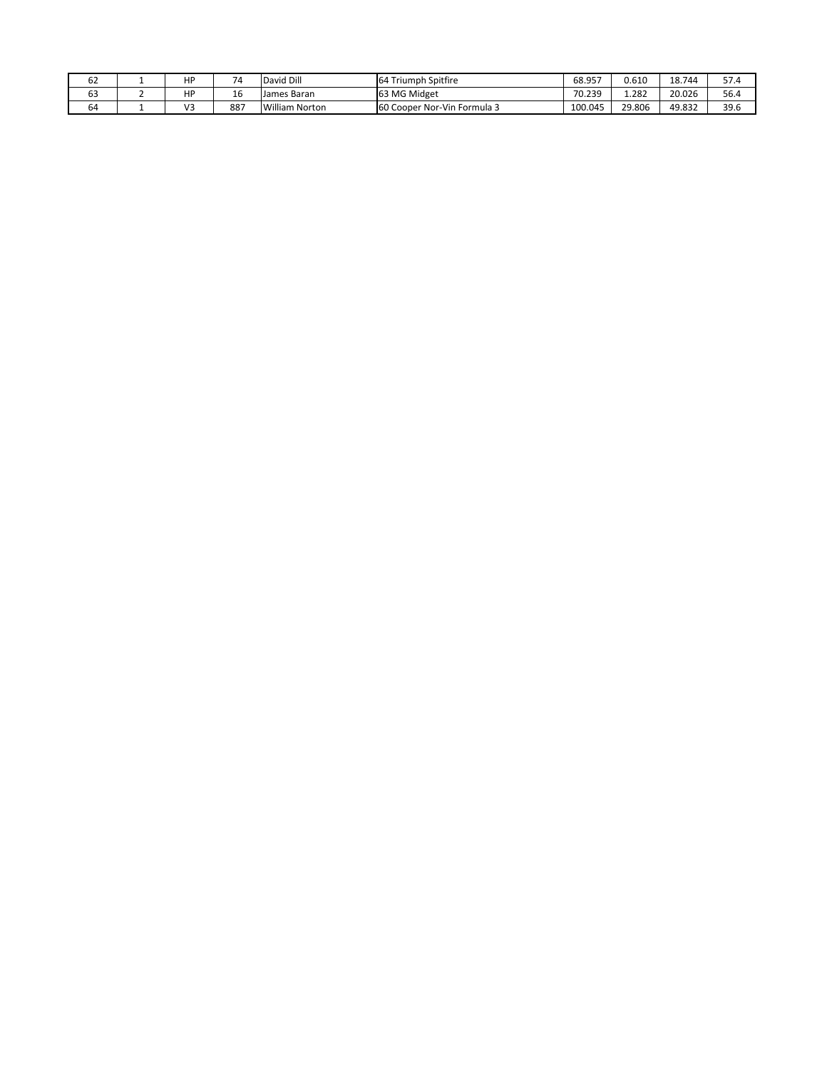| | | | | | | | | | |
|---|---|---|---|---|---|---|---|---|---|
| 62 | 1 | HP | 74 | David Dill | 64 Triumph Spitfire | 68.957 | 0.610 | 18.744 | 57.4 |
| 63 | 2 | HP | 16 | James Baran | 63 MG Midget | 70.239 | 1.282 | 20.026 | 56.4 |
| 64 | 1 | V3 | 887 | William Norton | 60 Cooper Nor-Vin Formula 3 | 100.045 | 29.806 | 49.832 | 39.6 |